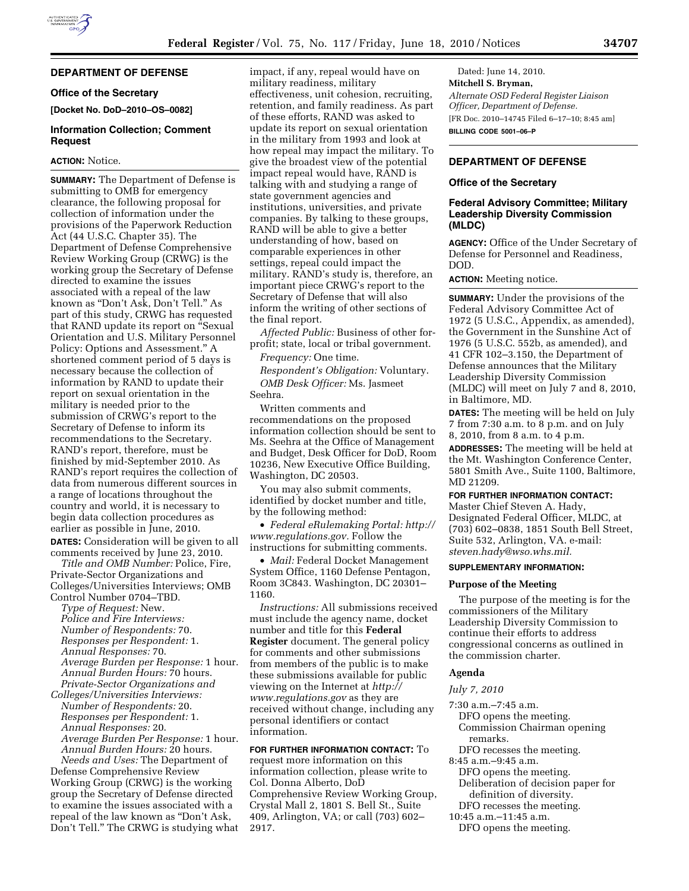## DEPARTMENT OF DEFENSE

### Office of the Secretary

**[Docket No. DoD–2010–OS–0082]**

### Information Collection; Comment Request

**ACTION:** Notice.

**SUMMARY:** The Department of Defense is submitting to OMB for emergency clearance, the following proposal for collection of information under the provisions of the Paperwork Reduction Act (44 U.S.C. Chapter 35). The Department of Defense Comprehensive Review Working Group (CRWG) is the working group the Secretary of Defense directed to examine the issues associated with a repeal of the law known as "Don't Ask, Don't Tell." As part of this study, CRWG has requested that RAND update its report on "Sexual Orientation and U.S. Military Personnel Policy: Options and Assessment." A shortened comment period of 5 days is necessary because the collection of information by RAND to update their report on sexual orientation in the military is needed prior to the submission of CRWG's report to the Secretary of Defense to inform its recommendations to the Secretary. RAND's report, therefore, must be finished by mid-September 2010. As RAND's report requires the collection of data from numerous different sources in a range of locations throughout the country and world, it is necessary to begin data collection procedures as earlier as possible in June, 2010.

**DATES:** Consideration will be given to all comments received by June 23, 2010.

*Title and OMB Number:* Police, Fire, Private-Sector Organizations and Colleges/Universities Interviews; OMB Control Number 0704–TBD.

*Type of Request:* New.

*Police and Fire Interviews:*

*Number of Respondents:* 70.

*Responses per Respondent:* 1.

*Annual Responses:* 70.

*Average Burden per Response:* 1 hour.

*Annual Burden Hours:* 70 hours.

*Private-Sector Organizations and Colleges/Universities Interviews:*

*Number of Respondents:* 20.

*Responses per Respondent:* 1.

*Annual Responses:* 20.

*Average Burden Per Response:* 1 hour.

*Annual Burden Hours:* 20 hours.

*Needs and Uses:* The Department of Defense Comprehensive Review Working Group (CRWG) is the working group the Secretary of Defense directed to examine the issues associated with a repeal of the law known as "Don't Ask, Don't Tell." The CRWG is studying what impact, if any, repeal would have on military readiness, military effectiveness, unit cohesion, recruiting, retention, and family readiness. As part of these efforts, RAND was asked to update its report on sexual orientation in the military from 1993 and look at how repeal may impact the military. To give the broadest view of the potential impact repeal would have, RAND is talking with and studying a range of state government agencies and institutions, universities, and private companies. By talking to these groups, RAND will be able to give a better understanding of how, based on comparable experiences in other settings, repeal could impact the military. RAND's study is, therefore, an important piece CRWG's report to the Secretary of Defense that will also inform the writing of other sections of the final report.

*Affected Public:* Business of other for-profit; state, local or tribal government.

*Frequency:* One time.

*Respondent's Obligation:* Voluntary.

*OMB Desk Officer:* Ms. Jasmeet Seehra.

Written comments and recommendations on the proposed information collection should be sent to Ms. Seehra at the Office of Management and Budget, Desk Officer for DoD, Room 10236, New Executive Office Building, Washington, DC 20503.

You may also submit comments, identified by docket number and title, by the following method:

- *Federal eRulemaking Portal: http://www.regulations.gov.* Follow the instructions for submitting comments.
- *Mail:* Federal Docket Management System Office, 1160 Defense Pentagon, Room 3C843. Washington, DC 20301–1160.

*Instructions:* All submissions received must include the agency name, docket number and title for this **Federal Register** document. The general policy for comments and other submissions from members of the public is to make these submissions available for public viewing on the Internet at *http://www.regulations.gov* as they are received without change, including any personal identifiers or contact information.

**FOR FURTHER INFORMATION CONTACT:** To request more information on this information collection, please write to Col. Donna Alberto, DoD Comprehensive Review Working Group, Crystal Mall 2, 1801 S. Bell St., Suite 409, Arlington, VA; or call (703) 602–2917.

Dated: June 14, 2010.

**Mitchell S. Bryman,**

*Alternate OSD Federal Register Liaison Officer, Department of Defense.*

[FR Doc. 2010–14745 Filed 6–17–10; 8:45 am]

**BILLING CODE 5001–06–P**

## DEPARTMENT OF DEFENSE

### Office of the Secretary

### Federal Advisory Committee; Military Leadership Diversity Commission (MLDC)

**AGENCY:** Office of the Under Secretary of Defense for Personnel and Readiness, DOD.

**ACTION:** Meeting notice.

**SUMMARY:** Under the provisions of the Federal Advisory Committee Act of 1972 (5 U.S.C., Appendix, as amended), the Government in the Sunshine Act of 1976 (5 U.S.C. 552b, as amended), and 41 CFR 102–3.150, the Department of Defense announces that the Military Leadership Diversity Commission (MLDC) will meet on July 7 and 8, 2010, in Baltimore, MD.

**DATES:** The meeting will be held on July 7 from 7:30 a.m. to 8 p.m. and on July 8, 2010, from 8 a.m. to 4 p.m.

**ADDRESSES:** The meeting will be held at the Mt. Washington Conference Center, 5801 Smith Ave., Suite 1100, Baltimore, MD 21209.

**FOR FURTHER INFORMATION CONTACT:** Master Chief Steven A. Hady, Designated Federal Officer, MLDC, at (703) 602–0838, 1851 South Bell Street, Suite 532, Arlington, VA. e-mail: *steven.hady@wso.whs.mil.*

**SUPPLEMENTARY INFORMATION:**

#### Purpose of the Meeting

The purpose of the meeting is for the commissioners of the Military Leadership Diversity Commission to continue their efforts to address congressional concerns as outlined in the commission charter.

#### Agenda

*July 7, 2010*

7:30 a.m.–7:45 a.m.
DFO opens the meeting.
Commission Chairman opening remarks.
DFO recesses the meeting.

8:45 a.m.–9:45 a.m.
DFO opens the meeting.
Deliberation of decision paper for definition of diversity.
DFO recesses the meeting.

10:45 a.m.–11:45 a.m.
DFO opens the meeting.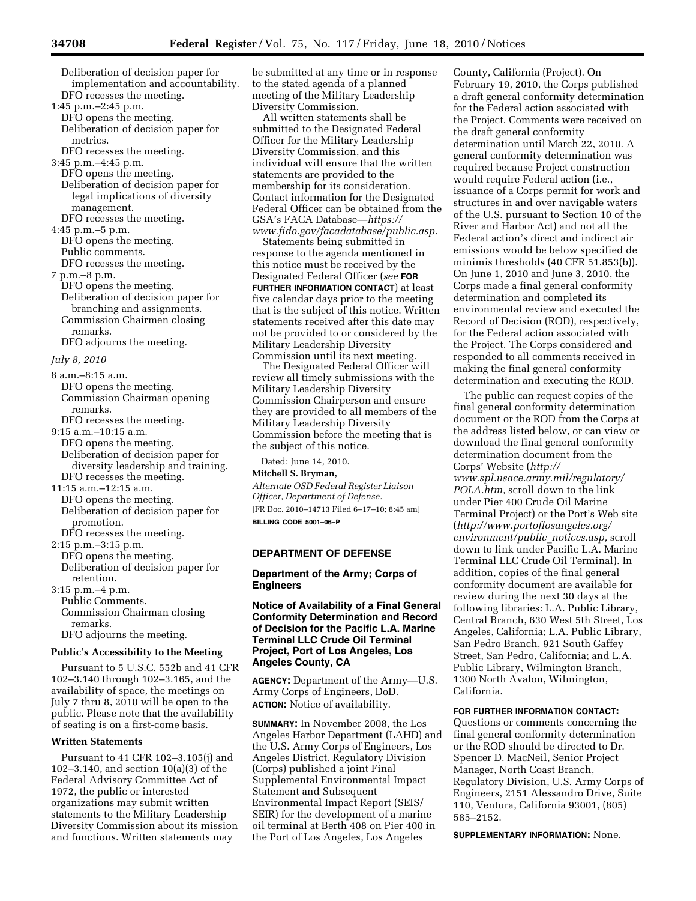Deliberation of decision paper for implementation and accountability.
DFO recesses the meeting.
1:45 p.m.–2:45 p.m.
DFO opens the meeting.
Deliberation of decision paper for metrics.
DFO recesses the meeting.
3:45 p.m.–4:45 p.m.
DFO opens the meeting.
Deliberation of decision paper for legal implications of diversity management.
DFO recesses the meeting.
4:45 p.m.–5 p.m.
DFO opens the meeting.
Public comments.
DFO recesses the meeting.
7 p.m.–8 p.m.
DFO opens the meeting.
Deliberation of decision paper for branching and assignments.
Commission Chairmen closing remarks.
DFO adjourns the meeting.

*July 8, 2010*

8 a.m.–8:15 a.m.
DFO opens the meeting.
Commission Chairman opening remarks.
DFO recesses the meeting.
9:15 a.m.–10:15 a.m.
DFO opens the meeting.
Deliberation of decision paper for diversity leadership and training.
DFO recesses the meeting.
11:15 a.m.–12:15 a.m.
DFO opens the meeting.
Deliberation of decision paper for promotion.
DFO recesses the meeting.
2:15 p.m.–3:15 p.m.
DFO opens the meeting.
Deliberation of decision paper for retention.
3:15 p.m.–4 p.m.
Public Comments.
Commission Chairman closing remarks.
DFO adjourns the meeting.

**Public's Accessibility to the Meeting**

Pursuant to 5 U.S.C. 552b and 41 CFR 102–3.140 through 102–3.165, and the availability of space, the meetings on July 7 thru 8, 2010 will be open to the public. Please note that the availability of seating is on a first-come basis.

**Written Statements**

Pursuant to 41 CFR 102–3.105(j) and 102–3.140, and section 10(a)(3) of the Federal Advisory Committee Act of 1972, the public or interested organizations may submit written statements to the Military Leadership Diversity Commission about its mission and functions. Written statements may be submitted at any time or in response to the stated agenda of a planned meeting of the Military Leadership Diversity Commission.

All written statements shall be submitted to the Designated Federal Officer for the Military Leadership Diversity Commission, and this individual will ensure that the written statements are provided to the membership for its consideration. Contact information for the Designated Federal Officer can be obtained from the GSA's FACA Database—*https://www.fido.gov/facadatabase/public.asp.*

Statements being submitted in response to the agenda mentioned in this notice must be received by the Designated Federal Officer (*see* **FOR FURTHER INFORMATION CONTACT**) at least five calendar days prior to the meeting that is the subject of this notice. Written statements received after this date may not be provided to or considered by the Military Leadership Diversity Commission until its next meeting.

The Designated Federal Officer will review all timely submissions with the Military Leadership Diversity Commission Chairperson and ensure they are provided to all members of the Military Leadership Diversity Commission before the meeting that is the subject of this notice.

Dated: June 14, 2010.

**Mitchell S. Bryman,**

*Alternate OSD Federal Register Liaison Officer, Department of Defense.*

[FR Doc. 2010–14713 Filed 6–17–10; 8:45 am]

**BILLING CODE 5001–06–P**

## DEPARTMENT OF DEFENSE

### Department of the Army; Corps of Engineers

### Notice of Availability of a Final General Conformity Determination and Record of Decision for the Pacific L.A. Marine Terminal LLC Crude Oil Terminal Project, Port of Los Angeles, Los Angeles County, CA

**AGENCY:** Department of the Army—U.S. Army Corps of Engineers, DoD.

**ACTION:** Notice of availability.

**SUMMARY:** In November 2008, the Los Angeles Harbor Department (LAHD) and the U.S. Army Corps of Engineers, Los Angeles District, Regulatory Division (Corps) published a joint Final Supplemental Environmental Impact Statement and Subsequent Environmental Impact Report (SEIS/SEIR) for the development of a marine oil terminal at Berth 408 on Pier 400 in the Port of Los Angeles, Los Angeles County, California (Project). On February 19, 2010, the Corps published a draft general conformity determination for the Federal action associated with the Project. Comments were received on the draft general conformity determination until March 22, 2010. A general conformity determination was required because Project construction would require Federal action (i.e., issuance of a Corps permit for work and structures in and over navigable waters of the U.S. pursuant to Section 10 of the River and Harbor Act) and not all the Federal action's direct and indirect air emissions would be below specified de minimis thresholds (40 CFR 51.853(b)). On June 1, 2010 and June 3, 2010, the Corps made a final general conformity determination and completed its environmental review and executed the Record of Decision (ROD), respectively, for the Federal action associated with the Project. The Corps considered and responded to all comments received in making the final general conformity determination and executing the ROD.

The public can request copies of the final general conformity determination document or the ROD from the Corps at the address listed below, or can view or download the final general conformity determination document from the Corps' Website (*http://www.spl.usace.army.mil/regulatory/POLA.htm,* scroll down to the link under Pier 400 Crude Oil Marine Terminal Project) or the Port's Web site (*http://www.portoflosangeles.org/environment/public_notices.asp,* scroll down to link under Pacific L.A. Marine Terminal LLC Crude Oil Terminal). In addition, copies of the final general conformity document are available for review during the next 30 days at the following libraries: L.A. Public Library, Central Branch, 630 West 5th Street, Los Angeles, California; L.A. Public Library, San Pedro Branch, 921 South Gaffey Street, San Pedro, California; and L.A. Public Library, Wilmington Branch, 1300 North Avalon, Wilmington, California.

**FOR FURTHER INFORMATION CONTACT:** Questions or comments concerning the final general conformity determination or the ROD should be directed to Dr. Spencer D. MacNeil, Senior Project Manager, North Coast Branch, Regulatory Division, U.S. Army Corps of Engineers, 2151 Alessandro Drive, Suite 110, Ventura, California 93001, (805) 585–2152.

**SUPPLEMENTARY INFORMATION:** None.